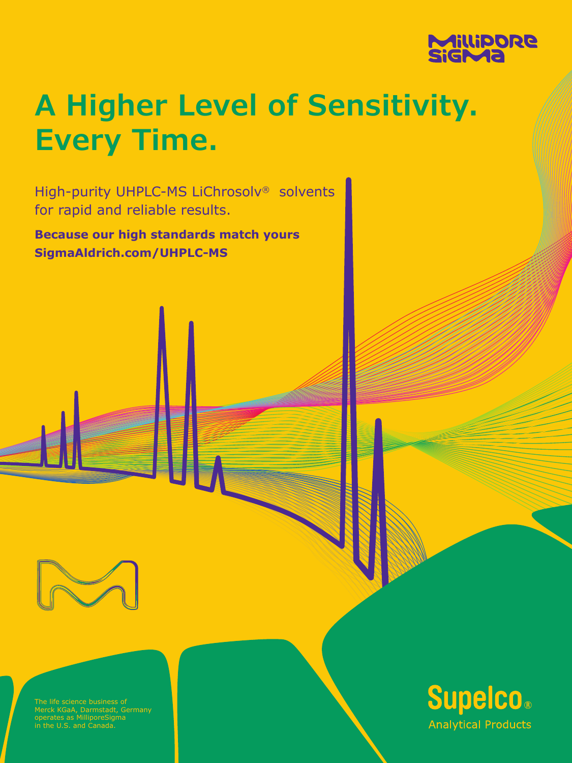MilliporeSigma

# A Higher Level of Sensitivity. Every Time.

High-purity UHPLC-MS LiChrosolv® solvents for rapid and reliable results.

**Because our high standards match yours**
**SigmaAldrich.com/UHPLC-MS**

The life science business of Merck KGaA, Darmstadt, Germany operates as MilliporeSigma in the U.S. and Canada.

Supelco®
Analytical Products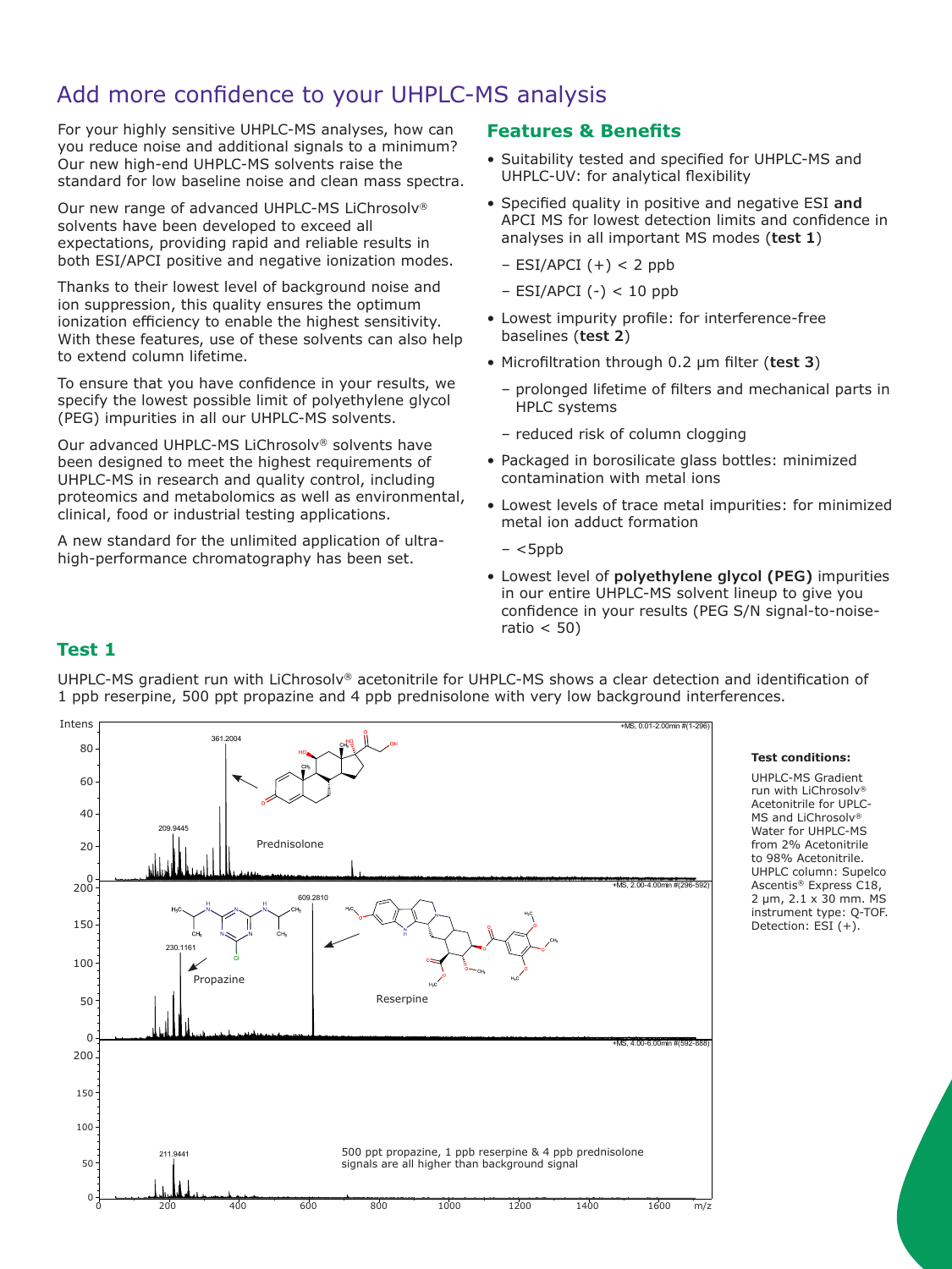# Add more confidence to your UHPLC-MS analysis

For your highly sensitive UHPLC-MS analyses, how can you reduce noise and additional signals to a minimum? Our new high-end UHPLC-MS solvents raise the standard for low baseline noise and clean mass spectra.

Our new range of advanced UHPLC-MS LiChrosolv® solvents have been developed to exceed all expectations, providing rapid and reliable results in both ESI/APCI positive and negative ionization modes.

Thanks to their lowest level of background noise and ion suppression, this quality ensures the optimum ionization efficiency to enable the highest sensitivity. With these features, use of these solvents can also help to extend column lifetime.

To ensure that you have confidence in your results, we specify the lowest possible limit of polyethylene glycol (PEG) impurities in all our UHPLC-MS solvents.

Our advanced UHPLC-MS LiChrosolv® solvents have been designed to meet the highest requirements of UHPLC-MS in research and quality control, including proteomics and metabolomics as well as environmental, clinical, food or industrial testing applications.

A new standard for the unlimited application of ultra-high-performance chromatography has been set.

## Features & Benefits

- Suitability tested and specified for UHPLC-MS and UHPLC-UV: for analytical flexibility
- Specified quality in positive and negative ESI **and** APCI MS for lowest detection limits and confidence in analyses in all important MS modes (**test 1**)
  - ESI/APCI (+) < 2 ppb
  - ESI/APCI (-) < 10 ppb
- Lowest impurity profile: for interference-free baselines (**test 2**)
- Microfiltration through 0.2 µm filter (**test 3**)
  - prolonged lifetime of filters and mechanical parts in HPLC systems
  - reduced risk of column clogging
- Packaged in borosilicate glass bottles: minimized contamination with metal ions
- Lowest levels of trace metal impurities: for minimized metal ion adduct formation
  - <5ppb
- Lowest level of **polyethylene glycol (PEG)** impurities in our entire UHPLC-MS solvent lineup to give you confidence in your results (PEG S/N signal-to-noise-ratio < 50)

## Test 1

UHPLC-MS gradient run with LiChrosolv® acetonitrile for UHPLC-MS shows a clear detection and identification of 1 ppb reserpine, 500 ppt propazine and 4 ppb prednisolone with very low background interferences.

Intens | +MS, 0.01-2.00min #(1-296) | 361.2004 | 209.9445 | Prednisolone

+MS, 2.00-4.00min #(296-592) | 609.2810 | 230.1161 | Propazine | Reserpine

+MS, 4.00-6.00min #(592-888) | 211.9441 | 500 ppt propazine, 1 ppb reserpine & 4 ppb prednisolone signals are all higher than background signal

m/z

**Test conditions:**

UHPLC-MS Gradient run with LiChrosolv® Acetonitrile for UPLC-MS and LiChrosolv® Water for UHPLC-MS from 2% Acetonitrile to 98% Acetonitrile. UHPLC column: Supelco Ascentis® Express C18, 2 µm, 2.1 x 30 mm. MS instrument type: Q-TOF. Detection: ESI (+).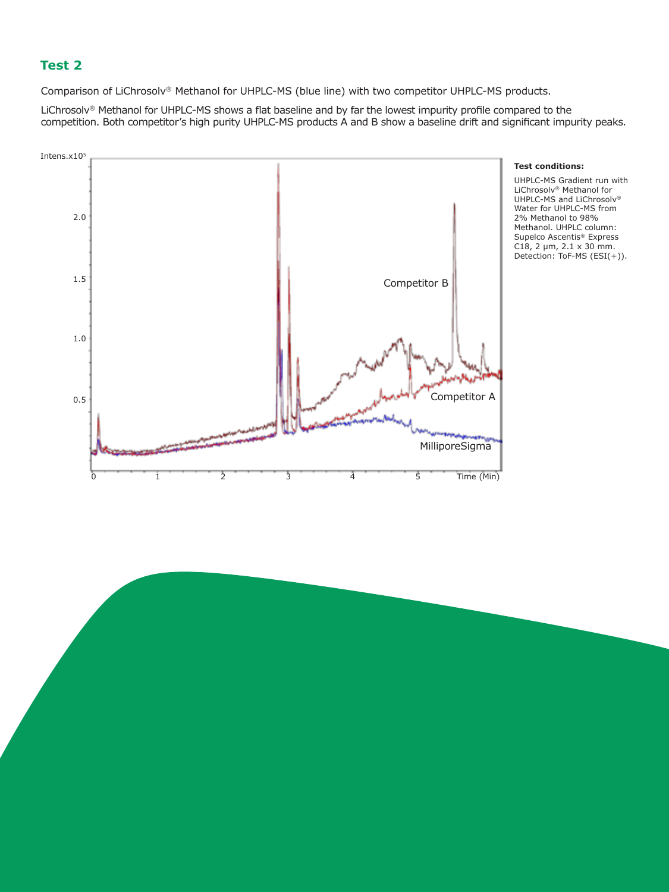## Test 2

Comparison of LiChrosolv® Methanol for UHPLC-MS (blue line) with two competitor UHPLC-MS products.

LiChrosolv® Methanol for UHPLC-MS shows a flat baseline and by far the lowest impurity profile compared to the competition. Both competitor's high purity UHPLC-MS products A and B show a baseline drift and significant impurity peaks.

**Test conditions:**

UHPLC-MS Gradient run with LiChrosolv® Methanol for UHPLC-MS and LiChrosolv® Water for UHPLC-MS from 2% Methanol to 98% Methanol. UHPLC column: Supelco Ascentis® Express C18, 2 µm, 2.1 x 30 mm. Detection: ToF-MS (ESI(+)).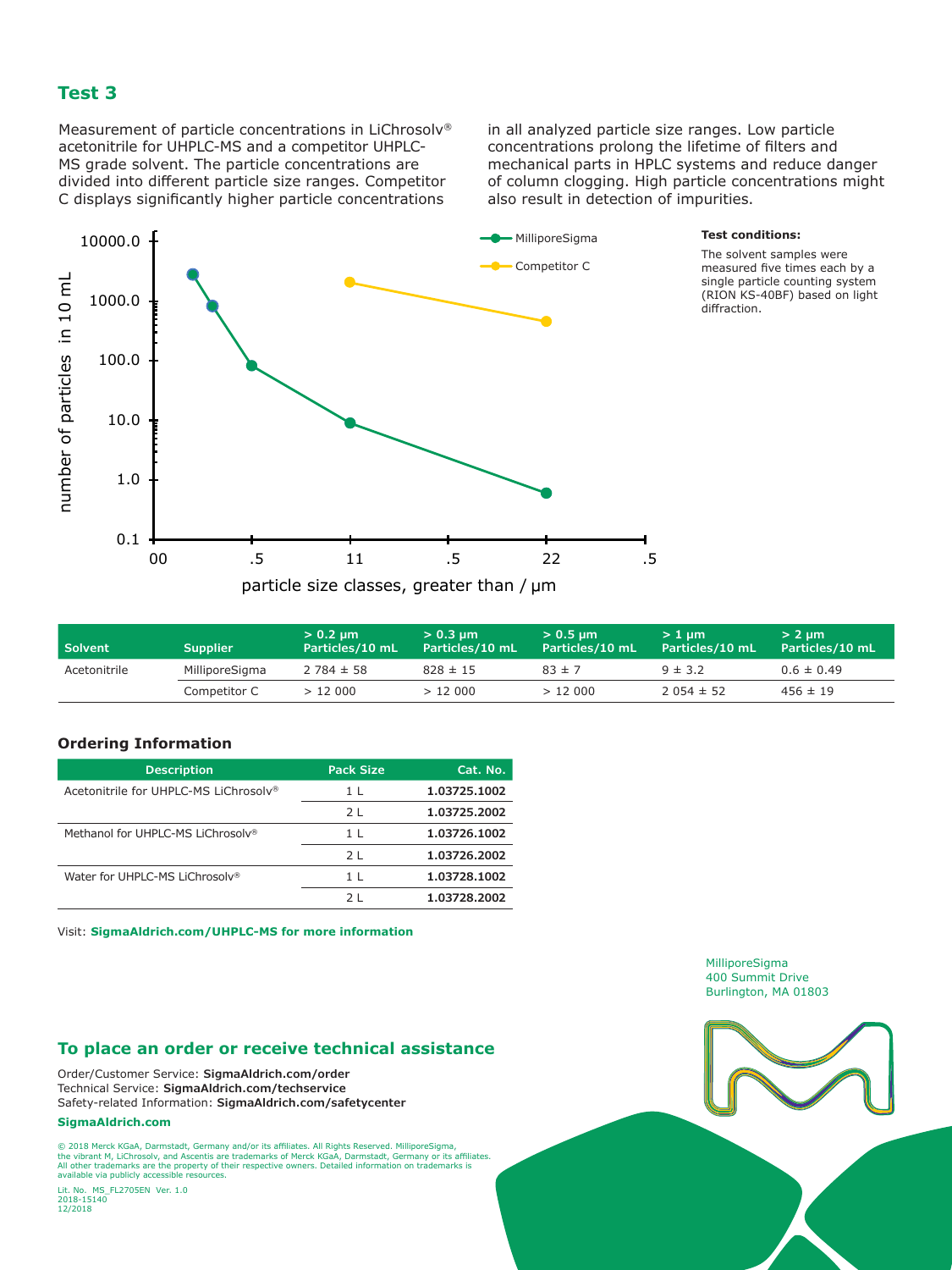## Test 3

Measurement of particle concentrations in LiChrosolv® acetonitrile for UHPLC-MS and a competitor UHPLC-MS grade solvent. The particle concentrations are divided into different particle size ranges. Competitor C displays significantly higher particle concentrations in all analyzed particle size ranges. Low particle concentrations prolong the lifetime of filters and mechanical parts in HPLC systems and reduce danger of column clogging. High particle concentrations might also result in detection of impurities.

number of particles in 10 mL

10000.0
1000.0
100.0
10.0
1.0
0.1

00
.5
11
.5
22
.5

particle size classes, greater than / µm

MilliporeSigma
Competitor C

**Test conditions:**

The solvent samples were measured five times each by a single particle counting system (RION KS-40BF) based on light diffraction.

| Solvent | Supplier | > 0.2 µm Particles/10 mL | > 0.3 µm Particles/10 mL | > 0.5 µm Particles/10 mL | > 1 µm Particles/10 mL | > 2 µm Particles/10 mL |
|---|---|---|---|---|---|---|
| Acetonitrile | MilliporeSigma | 2 784 ± 58 | 828 ± 15 | 83 ± 7 | 9 ± 3.2 | 0.6 ± 0.49 |
| | Competitor C | > 12 000 | > 12 000 | > 12 000 | 2 054 ± 52 | 456 ± 19 |

### Ordering Information

| Description | Pack Size | Cat. No. |
|---|---|---|
| Acetonitrile for UHPLC-MS LiChrosolv® | 1 L | **1.03725.1002** |
| | 2 L | **1.03725.2002** |
| Methanol for UHPLC-MS LiChrosolv® | 1 L | **1.03726.1002** |
| | 2 L | **1.03726.2002** |
| Water for UHPLC-MS LiChrosolv® | 1 L | **1.03728.1002** |
| | 2 L | **1.03728.2002** |

Visit: **SigmaAldrich.com/UHPLC-MS for more information**

MilliporeSigma
400 Summit Drive
Burlington, MA 01803

## To place an order or receive technical assistance

Order/Customer Service: **SigmaAldrich.com/order**
Technical Service: **SigmaAldrich.com/techservice**
Safety-related Information: **SigmaAldrich.com/safetycenter**

**SigmaAldrich.com**

© 2018 Merck KGaA, Darmstadt, Germany and/or its affiliates. All Rights Reserved. MilliporeSigma, the vibrant M, LiChrosolv, and Ascentis are trademarks of Merck KGaA, Darmstadt, Germany or its affiliates. All other trademarks are the property of their respective owners. Detailed information on trademarks is available via publicly accessible resources.

Lit. No. MS_FL2705EN Ver. 1.0
2018-15140
12/2018